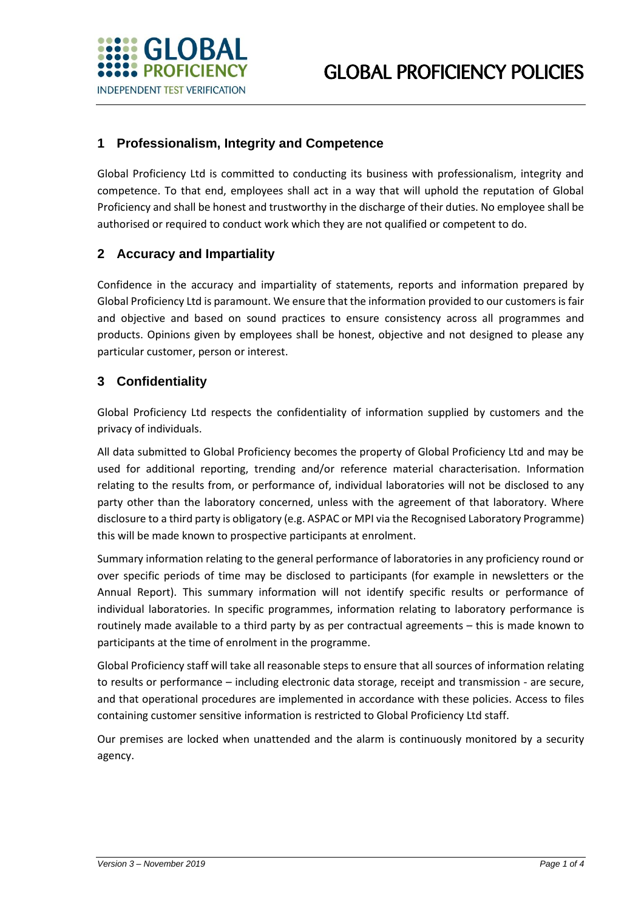# GLOBAL PROFICIENCY POLICIES

## 1 Professionalism, Integrity and Competence

Global Proficiency Ltd is committed to conducting its business with professionalism, integrity and competence. To that end, employees shall act in a way that will uphold the reputation of Global Proficiency and shall be honest and trustworthy in the discharge of their duties. No employee shall be authorised or required to conduct work which they are not qualified or competent to do.

## 2 Accuracy and Impartiality

Confidence in the accuracy and impartiality of statements, reports and information prepared by Global Proficiency Ltd is paramount. We ensure that the information provided to our customers is fair and objective and based on sound practices to ensure consistency across all programmes and products. Opinions given by employees shall be honest, objective and not designed to please any particular customer, person or interest.

## 3 Confidentiality

Global Proficiency Ltd respects the confidentiality of information supplied by customers and the privacy of individuals.

All data submitted to Global Proficiency becomes the property of Global Proficiency Ltd and may be used for additional reporting, trending and/or reference material characterisation. Information relating to the results from, or performance of, individual laboratories will not be disclosed to any party other than the laboratory concerned, unless with the agreement of that laboratory. Where disclosure to a third party is obligatory (e.g. ASPAC or MPI via the Recognised Laboratory Programme) this will be made known to prospective participants at enrolment.

Summary information relating to the general performance of laboratories in any proficiency round or over specific periods of time may be disclosed to participants (for example in newsletters or the Annual Report). This summary information will not identify specific results or performance of individual laboratories. In specific programmes, information relating to laboratory performance is routinely made available to a third party by as per contractual agreements – this is made known to participants at the time of enrolment in the programme.

Global Proficiency staff will take all reasonable steps to ensure that all sources of information relating to results or performance – including electronic data storage, receipt and transmission - are secure, and that operational procedures are implemented in accordance with these policies. Access to files containing customer sensitive information is restricted to Global Proficiency Ltd staff.

Our premises are locked when unattended and the alarm is continuously monitored by a security agency.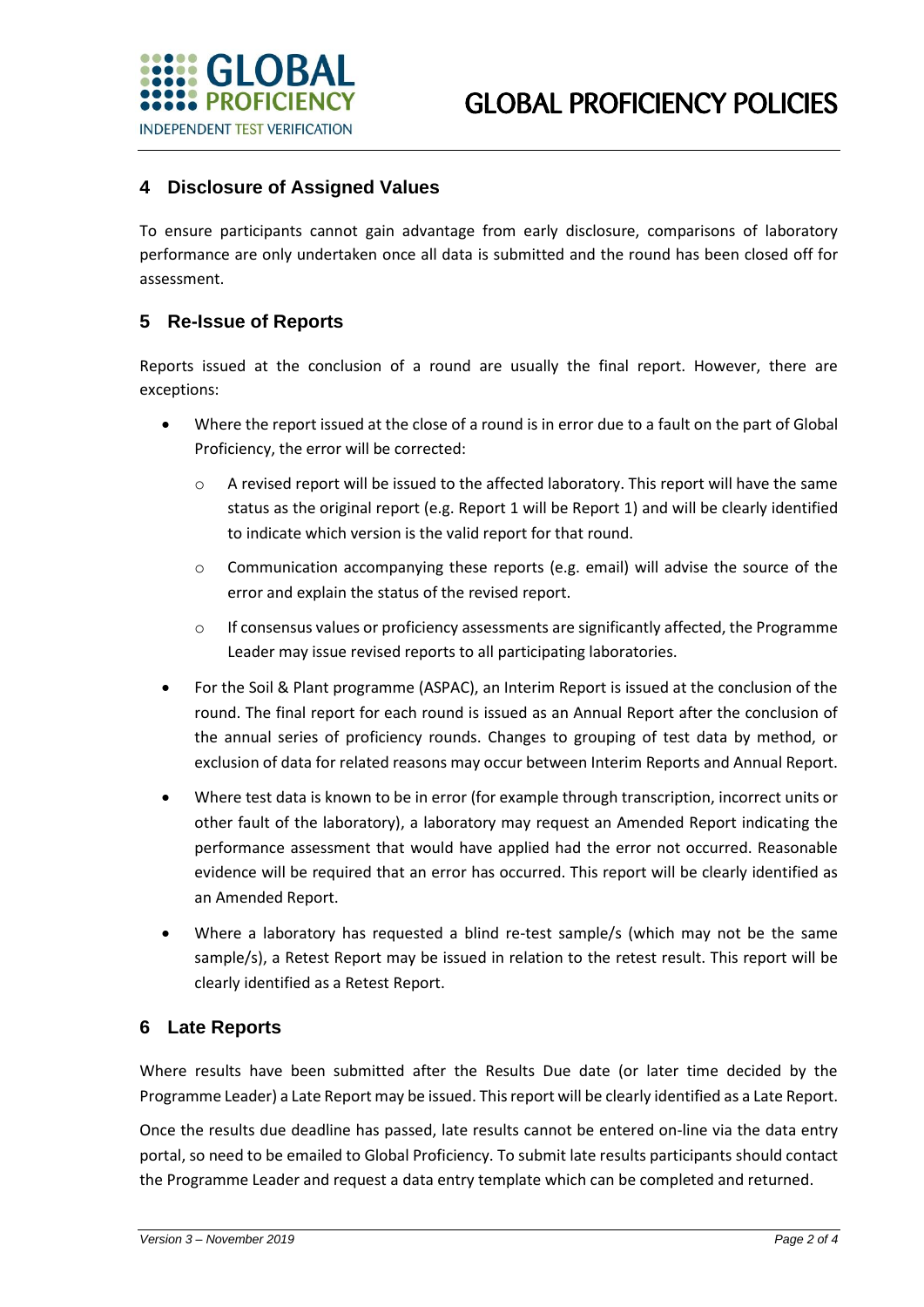## 4 Disclosure of Assigned Values

To ensure participants cannot gain advantage from early disclosure, comparisons of laboratory performance are only undertaken once all data is submitted and the round has been closed off for assessment.

## 5 Re-Issue of Reports

Reports issued at the conclusion of a round are usually the final report. However, there are exceptions:

- Where the report issued at the close of a round is in error due to a fault on the part of Global Proficiency, the error will be corrected:
  - A revised report will be issued to the affected laboratory. This report will have the same status as the original report (e.g. Report 1 will be Report 1) and will be clearly identified to indicate which version is the valid report for that round.
  - Communication accompanying these reports (e.g. email) will advise the source of the error and explain the status of the revised report.
  - If consensus values or proficiency assessments are significantly affected, the Programme Leader may issue revised reports to all participating laboratories.
- For the Soil & Plant programme (ASPAC), an Interim Report is issued at the conclusion of the round. The final report for each round is issued as an Annual Report after the conclusion of the annual series of proficiency rounds. Changes to grouping of test data by method, or exclusion of data for related reasons may occur between Interim Reports and Annual Report.
- Where test data is known to be in error (for example through transcription, incorrect units or other fault of the laboratory), a laboratory may request an Amended Report indicating the performance assessment that would have applied had the error not occurred. Reasonable evidence will be required that an error has occurred. This report will be clearly identified as an Amended Report.
- Where a laboratory has requested a blind re-test sample/s (which may not be the same sample/s), a Retest Report may be issued in relation to the retest result. This report will be clearly identified as a Retest Report.

## 6 Late Reports

Where results have been submitted after the Results Due date (or later time decided by the Programme Leader) a Late Report may be issued. This report will be clearly identified as a Late Report.

Once the results due deadline has passed, late results cannot be entered on-line via the data entry portal, so need to be emailed to Global Proficiency. To submit late results participants should contact the Programme Leader and request a data entry template which can be completed and returned.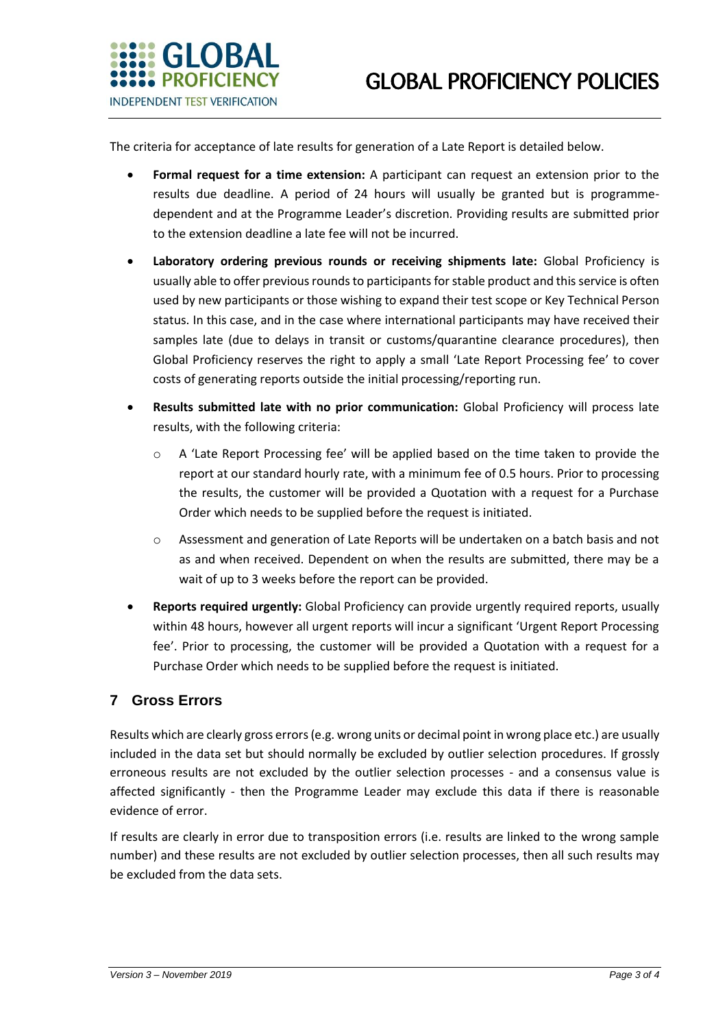The criteria for acceptance of late results for generation of a Late Report is detailed below.

- **Formal request for a time extension:** A participant can request an extension prior to the results due deadline. A period of 24 hours will usually be granted but is programme-dependent and at the Programme Leader's discretion. Providing results are submitted prior to the extension deadline a late fee will not be incurred.
- **Laboratory ordering previous rounds or receiving shipments late:** Global Proficiency is usually able to offer previous rounds to participants for stable product and this service is often used by new participants or those wishing to expand their test scope or Key Technical Person status. In this case, and in the case where international participants may have received their samples late (due to delays in transit or customs/quarantine clearance procedures), then Global Proficiency reserves the right to apply a small 'Late Report Processing fee' to cover costs of generating reports outside the initial processing/reporting run.
- **Results submitted late with no prior communication:** Global Proficiency will process late results, with the following criteria:
  - A 'Late Report Processing fee' will be applied based on the time taken to provide the report at our standard hourly rate, with a minimum fee of 0.5 hours. Prior to processing the results, the customer will be provided a Quotation with a request for a Purchase Order which needs to be supplied before the request is initiated.
  - Assessment and generation of Late Reports will be undertaken on a batch basis and not as and when received. Dependent on when the results are submitted, there may be a wait of up to 3 weeks before the report can be provided.
- **Reports required urgently:** Global Proficiency can provide urgently required reports, usually within 48 hours, however all urgent reports will incur a significant 'Urgent Report Processing fee'. Prior to processing, the customer will be provided a Quotation with a request for a Purchase Order which needs to be supplied before the request is initiated.

## 7 Gross Errors

Results which are clearly gross errors (e.g. wrong units or decimal point in wrong place etc.) are usually included in the data set but should normally be excluded by outlier selection procedures. If grossly erroneous results are not excluded by the outlier selection processes - and a consensus value is affected significantly - then the Programme Leader may exclude this data if there is reasonable evidence of error.

If results are clearly in error due to transposition errors (i.e. results are linked to the wrong sample number) and these results are not excluded by outlier selection processes, then all such results may be excluded from the data sets.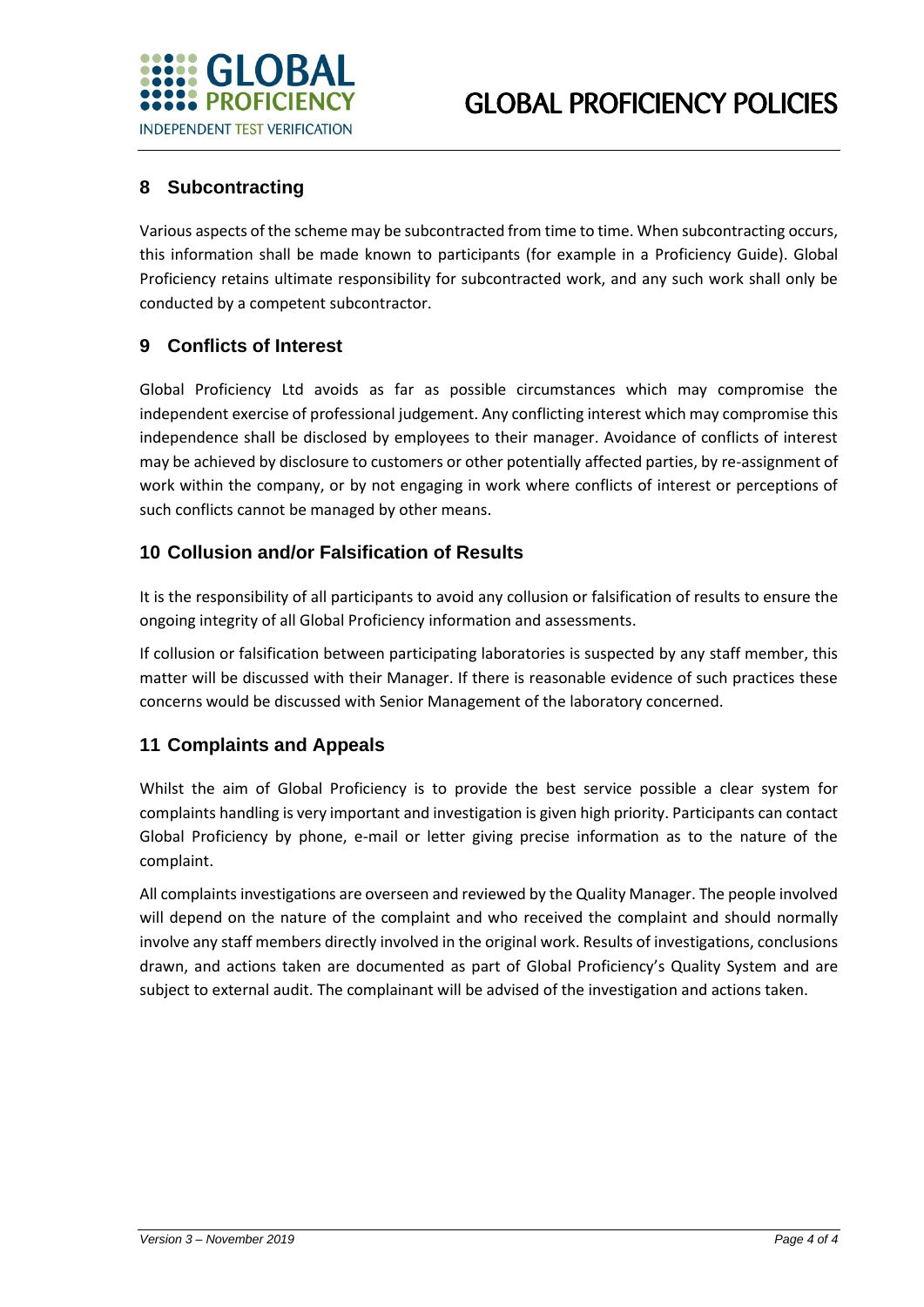## 8 Subcontracting

Various aspects of the scheme may be subcontracted from time to time. When subcontracting occurs, this information shall be made known to participants (for example in a Proficiency Guide). Global Proficiency retains ultimate responsibility for subcontracted work, and any such work shall only be conducted by a competent subcontractor.

## 9 Conflicts of Interest

Global Proficiency Ltd avoids as far as possible circumstances which may compromise the independent exercise of professional judgement. Any conflicting interest which may compromise this independence shall be disclosed by employees to their manager. Avoidance of conflicts of interest may be achieved by disclosure to customers or other potentially affected parties, by re-assignment of work within the company, or by not engaging in work where conflicts of interest or perceptions of such conflicts cannot be managed by other means.

## 10 Collusion and/or Falsification of Results

It is the responsibility of all participants to avoid any collusion or falsification of results to ensure the ongoing integrity of all Global Proficiency information and assessments.

If collusion or falsification between participating laboratories is suspected by any staff member, this matter will be discussed with their Manager. If there is reasonable evidence of such practices these concerns would be discussed with Senior Management of the laboratory concerned.

## 11 Complaints and Appeals

Whilst the aim of Global Proficiency is to provide the best service possible a clear system for complaints handling is very important and investigation is given high priority. Participants can contact Global Proficiency by phone, e-mail or letter giving precise information as to the nature of the complaint.

All complaints investigations are overseen and reviewed by the Quality Manager. The people involved will depend on the nature of the complaint and who received the complaint and should normally involve any staff members directly involved in the original work. Results of investigations, conclusions drawn, and actions taken are documented as part of Global Proficiency's Quality System and are subject to external audit. The complainant will be advised of the investigation and actions taken.